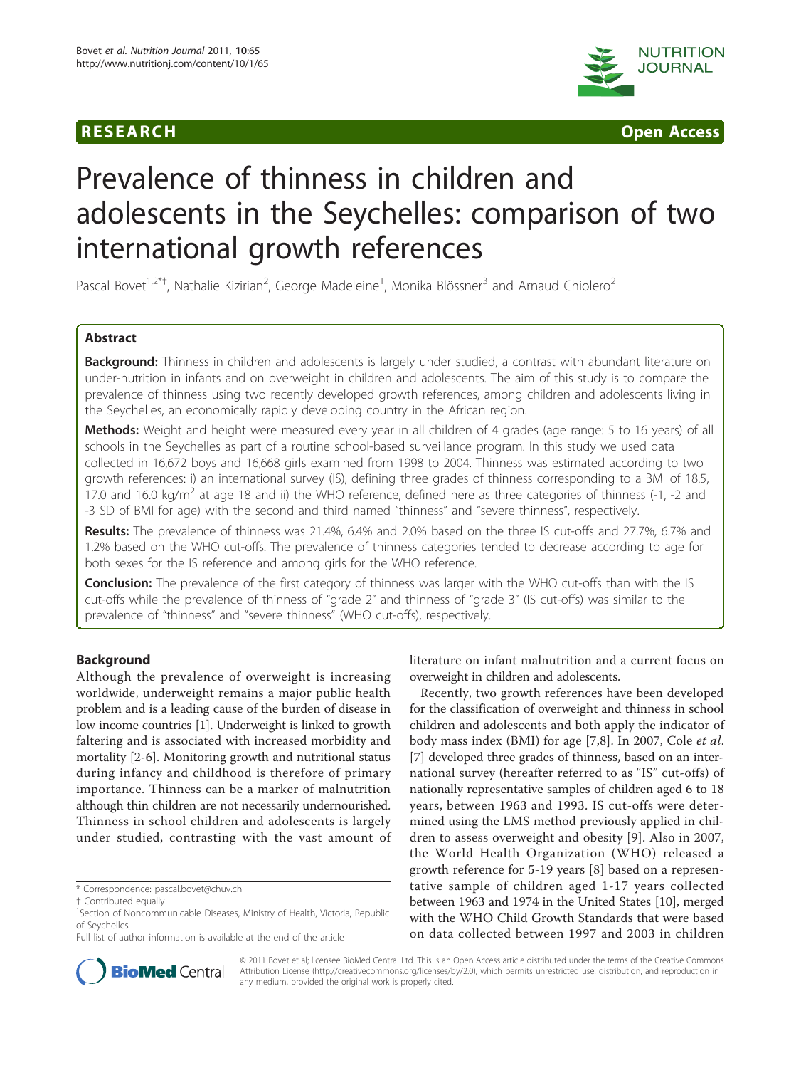RESEARCH Open Access

# Prevalence of thinness in children and adolescents in the Seychelles: comparison of two international growth references

Pascal Bovet[1,2*†], Nathalie Kizirian[2], George Madeleine[1], Monika Blössner[3] and Arnaud Chiolero[2]

## Abstract

**Background:** Thinness in children and adolescents is largely under studied, a contrast with abundant literature on under-nutrition in infants and on overweight in children and adolescents. The aim of this study is to compare the prevalence of thinness using two recently developed growth references, among children and adolescents living in the Seychelles, an economically rapidly developing country in the African region.

**Methods:** Weight and height were measured every year in all children of 4 grades (age range: 5 to 16 years) of all schools in the Seychelles as part of a routine school-based surveillance program. In this study we used data collected in 16,672 boys and 16,668 girls examined from 1998 to 2004. Thinness was estimated according to two growth references: i) an international survey (IS), defining three grades of thinness corresponding to a BMI of 18.5, 17.0 and 16.0 kg/m$^2$ at age 18 and ii) the WHO reference, defined here as three categories of thinness (-1, -2 and -3 SD of BMI for age) with the second and third named "thinness" and "severe thinness", respectively.

**Results:** The prevalence of thinness was 21.4%, 6.4% and 2.0% based on the three IS cut-offs and 27.7%, 6.7% and 1.2% based on the WHO cut-offs. The prevalence of thinness categories tended to decrease according to age for both sexes for the IS reference and among girls for the WHO reference.

**Conclusion:** The prevalence of the first category of thinness was larger with the WHO cut-offs than with the IS cut-offs while the prevalence of thinness of "grade 2" and thinness of "grade 3" (IS cut-offs) was similar to the prevalence of "thinness" and "severe thinness" (WHO cut-offs), respectively.

## Background

Although the prevalence of overweight is increasing worldwide, underweight remains a major public health problem and is a leading cause of the burden of disease in low income countries [1]. Underweight is linked to growth faltering and is associated with increased morbidity and mortality [2-6]. Monitoring growth and nutritional status during infancy and childhood is therefore of primary importance. Thinness can be a marker of malnutrition although thin children are not necessarily undernourished. Thinness in school children and adolescents is largely under studied, contrasting with the vast amount of literature on infant malnutrition and a current focus on overweight in children and adolescents.

Recently, two growth references have been developed for the classification of overweight and thinness in school children and adolescents and both apply the indicator of body mass index (BMI) for age [7,8]. In 2007, Cole *et al.* [7] developed three grades of thinness, based on an international survey (hereafter referred to as "IS" cut-offs) of nationally representative samples of children aged 6 to 18 years, between 1963 and 1993. IS cut-offs were determined using the LMS method previously applied in children to assess overweight and obesity [9]. Also in 2007, the World Health Organization (WHO) released a growth reference for 5-19 years [8] based on a representative sample of children aged 1-17 years collected between 1963 and 1974 in the United States [10], merged with the WHO Child Growth Standards that were based on data collected between 1997 and 2003 in children

\* Correspondence: pascal.bovet@chuv.ch
† Contributed equally
[1]Section of Noncommunicable Diseases, Ministry of Health, Victoria, Republic of Seychelles
Full list of author information is available at the end of the article

© 2011 Bovet et al; licensee BioMed Central Ltd. This is an Open Access article distributed under the terms of the Creative Commons Attribution License (http://creativecommons.org/licenses/by/2.0), which permits unrestricted use, distribution, and reproduction in any medium, provided the original work is properly cited.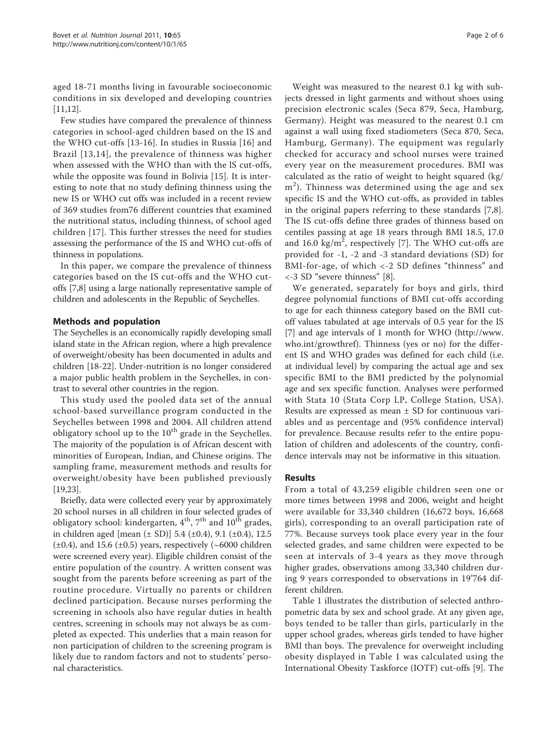aged 18-71 months living in favourable socioeconomic conditions in six developed and developing countries [11,12].

Few studies have compared the prevalence of thinness categories in school-aged children based on the IS and the WHO cut-offs [13-16]. In studies in Russia [16] and Brazil [13,14], the prevalence of thinness was higher when assessed with the WHO than with the lS cut-offs, while the opposite was found in Bolivia [15]. It is interesting to note that no study defining thinness using the new IS or WHO cut offs was included in a recent review of 369 studies from76 different countries that examined the nutritional status, including thinness, of school aged children [17]. This further stresses the need for studies assessing the performance of the IS and WHO cut-offs of thinness in populations.

In this paper, we compare the prevalence of thinness categories based on the IS cut-offs and the WHO cut-offs [7,8] using a large nationally representative sample of children and adolescents in the Republic of Seychelles.

## Methods and population

The Seychelles is an economically rapidly developing small island state in the African region, where a high prevalence of overweight/obesity has been documented in adults and children [18-22]. Under-nutrition is no longer considered a major public health problem in the Seychelles, in contrast to several other countries in the region.

This study used the pooled data set of the annual school-based surveillance program conducted in the Seychelles between 1998 and 2004. All children attend obligatory school up to the 10[th] grade in the Seychelles. The majority of the population is of African descent with minorities of European, Indian, and Chinese origins. The sampling frame, measurement methods and results for overweight/obesity have been published previously [19,23].

Briefly, data were collected every year by approximately 20 school nurses in all children in four selected grades of obligatory school: kindergarten, 4[th], 7[th] and 10[th] grades, in children aged [mean (± SD)] 5.4 (±0.4), 9.1 (±0.4), 12.5 (±0.4), and 15.6 (±0.5) years, respectively (~6000 children were screened every year). Eligible children consist of the entire population of the country. A written consent was sought from the parents before screening as part of the routine procedure. Virtually no parents or children declined participation. Because nurses performing the screening in schools also have regular duties in health centres, screening in schools may not always be as completed as expected. This underlies that a main reason for non participation of children to the screening program is likely due to random factors and not to students' personal characteristics.

Weight was measured to the nearest 0.1 kg with subjects dressed in light garments and without shoes using precision electronic scales (Seca 879, Seca, Hamburg, Germany). Height was measured to the nearest 0.1 cm against a wall using fixed stadiometers (Seca 870, Seca, Hamburg, Germany). The equipment was regularly checked for accuracy and school nurses were trained every year on the measurement procedures. BMI was calculated as the ratio of weight to height squared (kg/m$^2$). Thinness was determined using the age and sex specific IS and the WHO cut-offs, as provided in tables in the original papers referring to these standards [7,8]. The IS cut-offs define three grades of thinness based on centiles passing at age 18 years through BMI 18.5, 17.0 and 16.0 kg/m$^2$, respectively [7]. The WHO cut-offs are provided for -1, -2 and -3 standard deviations (SD) for BMI-for-age, of which <-2 SD defines "thinness" and <-3 SD "severe thinness" [8].

We generated, separately for boys and girls, third degree polynomial functions of BMI cut-offs according to age for each thinness category based on the BMI cut-off values tabulated at age intervals of 0.5 year for the IS [7] and age intervals of 1 month for WHO (http://www.who.int/growthref). Thinness (yes or no) for the different IS and WHO grades was defined for each child (i.e. at individual level) by comparing the actual age and sex specific BMI to the BMI predicted by the polynomial age and sex specific function. Analyses were performed with Stata 10 (Stata Corp LP, College Station, USA). Results are expressed as mean ± SD for continuous variables and as percentage and (95% confidence interval) for prevalence. Because results refer to the entire population of children and adolescents of the country, confidence intervals may not be informative in this situation.

## Results

From a total of 43,259 eligible children seen one or more times between 1998 and 2006, weight and height were available for 33,340 children (16,672 boys, 16,668 girls), corresponding to an overall participation rate of 77%. Because surveys took place every year in the four selected grades, and same children were expected to be seen at intervals of 3-4 years as they move through higher grades, observations among 33,340 children during 9 years corresponded to observations in 19'764 different children.

Table 1 illustrates the distribution of selected anthropometric data by sex and school grade. At any given age, boys tended to be taller than girls, particularly in the upper school grades, whereas girls tended to have higher BMI than boys. The prevalence for overweight including obesity displayed in Table 1 was calculated using the International Obesity Taskforce (IOTF) cut-offs [9]. The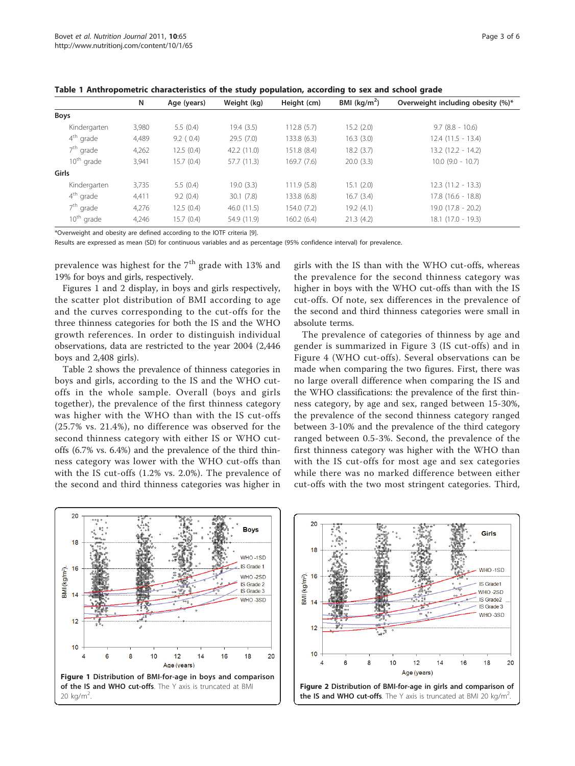**Table 1 Anthropometric characteristics of the study population, according to sex and school grade**

| | N | Age (years) | Weight (kg) | Height (cm) | BMI (kg/m$^2$) | Overweight including obesity (%)* |
|---|---|---|---|---|---|---|
| **Boys** | | | | | | |
| Kindergarten | 3,980 | 5.5 (0.4) | 19.4 (3.5) | 112.8 (5.7) | 15.2 (2.0) | 9.7 (8.8 - 10.6) |
| 4$^{th}$ grade | 4,489 | 9.2 ( 0.4) | 29.5 (7.0) | 133.8 (6.3) | 16.3 (3.0) | 12.4 (11.5 - 13.4) |
| 7$^{th}$ grade | 4,262 | 12.5 (0.4) | 42.2 (11.0) | 151.8 (8.4) | 18.2 (3.7) | 13.2 (12.2 - 14.2) |
| 10$^{th}$ grade | 3,941 | 15.7 (0.4) | 57.7 (11.3) | 169.7 (7.6) | 20.0 (3.3) | 10.0 (9.0 - 10.7) |
| **Girls** | | | | | | |
| Kindergarten | 3,735 | 5.5 (0.4) | 19.0 (3.3) | 111.9 (5.8) | 15.1 (2.0) | 12.3 (11.2 - 13.3) |
| 4$^{th}$ grade | 4,411 | 9.2 (0.4) | 30.1 (7.8) | 133.8 (6.8) | 16.7 (3.4) | 17.8 (16.6 - 18.8) |
| 7$^{th}$ grade | 4,276 | 12.5 (0.4) | 46.0 (11.5) | 154.0 (7.2) | 19.2 (4.1) | 19.0 (17.8 - 20.2) |
| 10$^{th}$ grade | 4,246 | 15.7 (0.4) | 54.9 (11.9) | 160.2 (6.4) | 21.3 (4.2) | 18.1 (17.0 - 19.3) |

*Overweight and obesity are defined according to the IOTF criteria [9].

Results are expressed as mean (SD) for continuous variables and as percentage (95% confidence interval) for prevalence.

prevalence was highest for the 7$^{th}$ grade with 13% and 19% for boys and girls, respectively.

Figures 1 and 2 display, in boys and girls respectively, the scatter plot distribution of BMI according to age and the curves corresponding to the cut-offs for the three thinness categories for both the IS and the WHO growth references. In order to distinguish individual observations, data are restricted to the year 2004 (2,446 boys and 2,408 girls).

Table 2 shows the prevalence of thinness categories in boys and girls, according to the IS and the WHO cut-offs in the whole sample. Overall (boys and girls together), the prevalence of the first thinness category was higher with the WHO than with the IS cut-offs (25.7% vs. 21.4%), no difference was observed for the second thinness category with either IS or WHO cut-offs (6.7% vs. 6.4%) and the prevalence of the third thinness category was lower with the WHO cut-offs than with the IS cut-offs (1.2% vs. 2.0%). The prevalence of the second and third thinness categories was higher in girls with the IS than with the WHO cut-offs, whereas the prevalence for the second thinness category was higher in boys with the WHO cut-offs than with the IS cut-offs. Of note, sex differences in the prevalence of the second and third thinness categories were small in absolute terms.

The prevalence of categories of thinness by age and gender is summarized in Figure 3 (IS cut-offs) and in Figure 4 (WHO cut-offs). Several observations can be made when comparing the two figures. First, there was no large overall difference when comparing the IS and the WHO classifications: the prevalence of the first thinness category, by age and sex, ranged between 15-30%, the prevalence of the second thinness category ranged between 3-10% and the prevalence of the third category ranged between 0.5-3%. Second, the prevalence of the first thinness category was higher with the WHO than with the IS cut-offs for most age and sex categories while there was no marked difference between either cut-offs with the two most stringent categories. Third,

**Figure 1 Distribution of BMI-for-age in boys and comparison of the IS and WHO cut-offs**. The Y axis is truncated at BMI 20 kg/m$^2$.

**Figure 2 Distribution of BMI-for-age in girls and comparison of the IS and WHO cut-offs**. The Y axis is truncated at BMI 20 kg/m$^2$.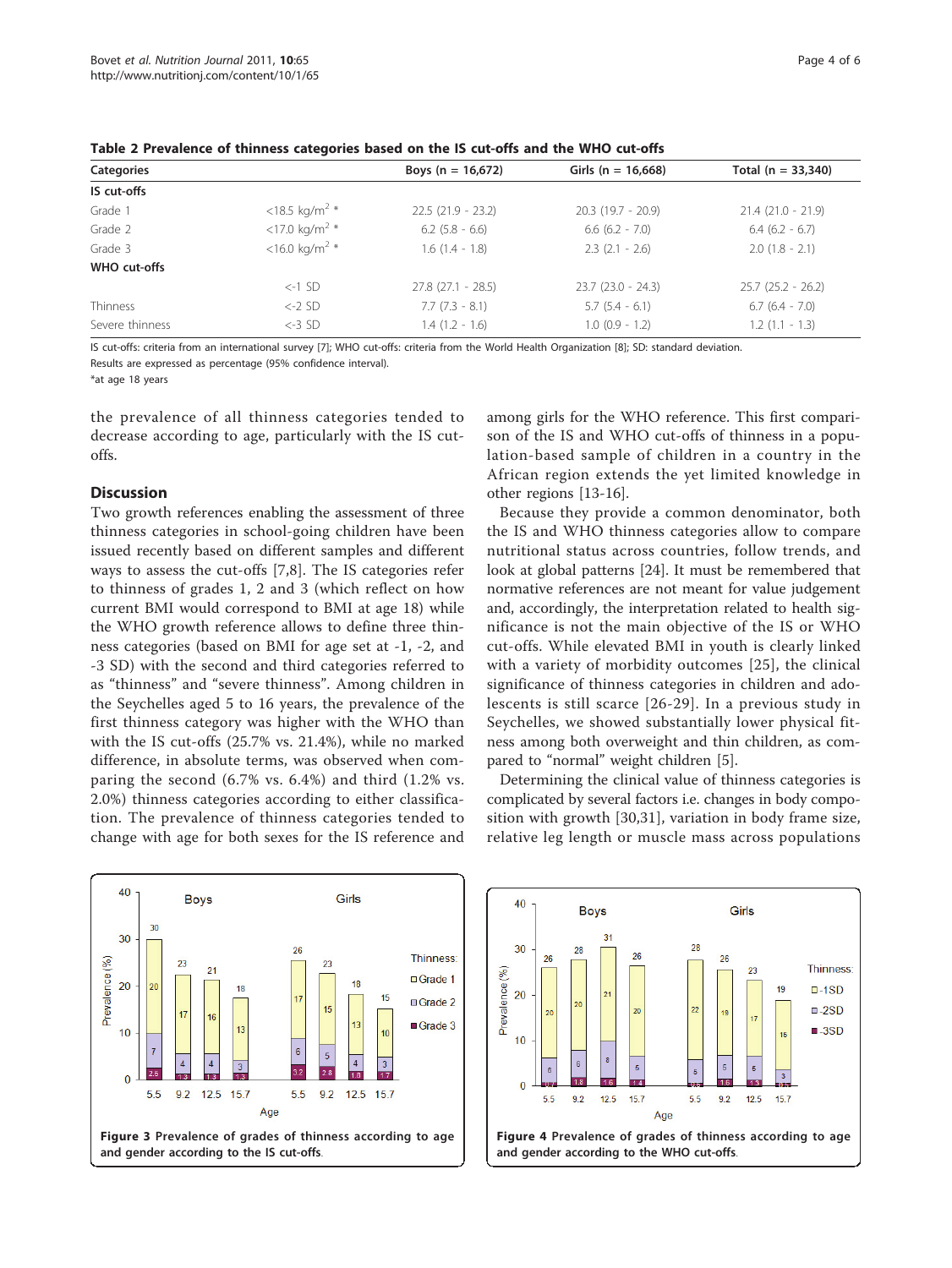**Table 2 Prevalence of thinness categories based on the IS cut-offs and the WHO cut-offs**

| Categories | | Boys (n = 16,672) | Girls (n = 16,668) | Total (n = 33,340) |
|---|---|---|---|---|
| **IS cut-offs** | | | | |
| Grade 1 | <18.5 kg/m$^2$ * | 22.5 (21.9 - 23.2) | 20.3 (19.7 - 20.9) | 21.4 (21.0 - 21.9) |
| Grade 2 | <17.0 kg/m$^2$ * | 6.2 (5.8 - 6.6) | 6.6 (6.2 - 7.0) | 6.4 (6.2 - 6.7) |
| Grade 3 | <16.0 kg/m$^2$ * | 1.6 (1.4 - 1.8) | 2.3 (2.1 - 2.6) | 2.0 (1.8 - 2.1) |
| **WHO cut-offs** | | | | |
| | <-1 SD | 27.8 (27.1 - 28.5) | 23.7 (23.0 - 24.3) | 25.7 (25.2 - 26.2) |
| Thinness | <-2 SD | 7.7 (7.3 - 8.1) | 5.7 (5.4 - 6.1) | 6.7 (6.4 - 7.0) |
| Severe thinness | <-3 SD | 1.4 (1.2 - 1.6) | 1.0 (0.9 - 1.2) | 1.2 (1.1 - 1.3) |

IS cut-offs: criteria from an international survey [7]; WHO cut-offs: criteria from the World Health Organization [8]; SD: standard deviation.

Results are expressed as percentage (95% confidence interval).

*at age 18 years

the prevalence of all thinness categories tended to decrease according to age, particularly with the IS cut-offs.

## Discussion

Two growth references enabling the assessment of three thinness categories in school-going children have been issued recently based on different samples and different ways to assess the cut-offs [7,8]. The IS categories refer to thinness of grades 1, 2 and 3 (which reflect on how current BMI would correspond to BMI at age 18) while the WHO growth reference allows to define three thinness categories (based on BMI for age set at -1, -2, and -3 SD) with the second and third categories referred to as "thinness" and "severe thinness". Among children in the Seychelles aged 5 to 16 years, the prevalence of the first thinness category was higher with the WHO than with the IS cut-offs (25.7% vs. 21.4%), while no marked difference, in absolute terms, was observed when comparing the second (6.7% vs. 6.4%) and third (1.2% vs. 2.0%) thinness categories according to either classification. The prevalence of thinness categories tended to change with age for both sexes for the IS reference and among girls for the WHO reference. This first comparison of the IS and WHO cut-offs of thinness in a population-based sample of children in a country in the African region extends the yet limited knowledge in other regions [13-16].

Because they provide a common denominator, both the IS and WHO thinness categories allow to compare nutritional status across countries, follow trends, and look at global patterns [24]. It must be remembered that normative references are not meant for value judgement and, accordingly, the interpretation related to health significance is not the main objective of the IS or WHO cut-offs. While elevated BMI in youth is clearly linked with a variety of morbidity outcomes [25], the clinical significance of thinness categories in children and adolescents is still scarce [26-29]. In a previous study in Seychelles, we showed substantially lower physical fitness among both overweight and thin children, as compared to "normal" weight children [5].

Determining the clinical value of thinness categories is complicated by several factors i.e. changes in body composition with growth [30,31], variation in body frame size, relative leg length or muscle mass across populations

**Figure 3** Prevalence of grades of thinness according to age and gender according to the IS cut-offs.

**Figure 4** Prevalence of grades of thinness according to age and gender according to the WHO cut-offs.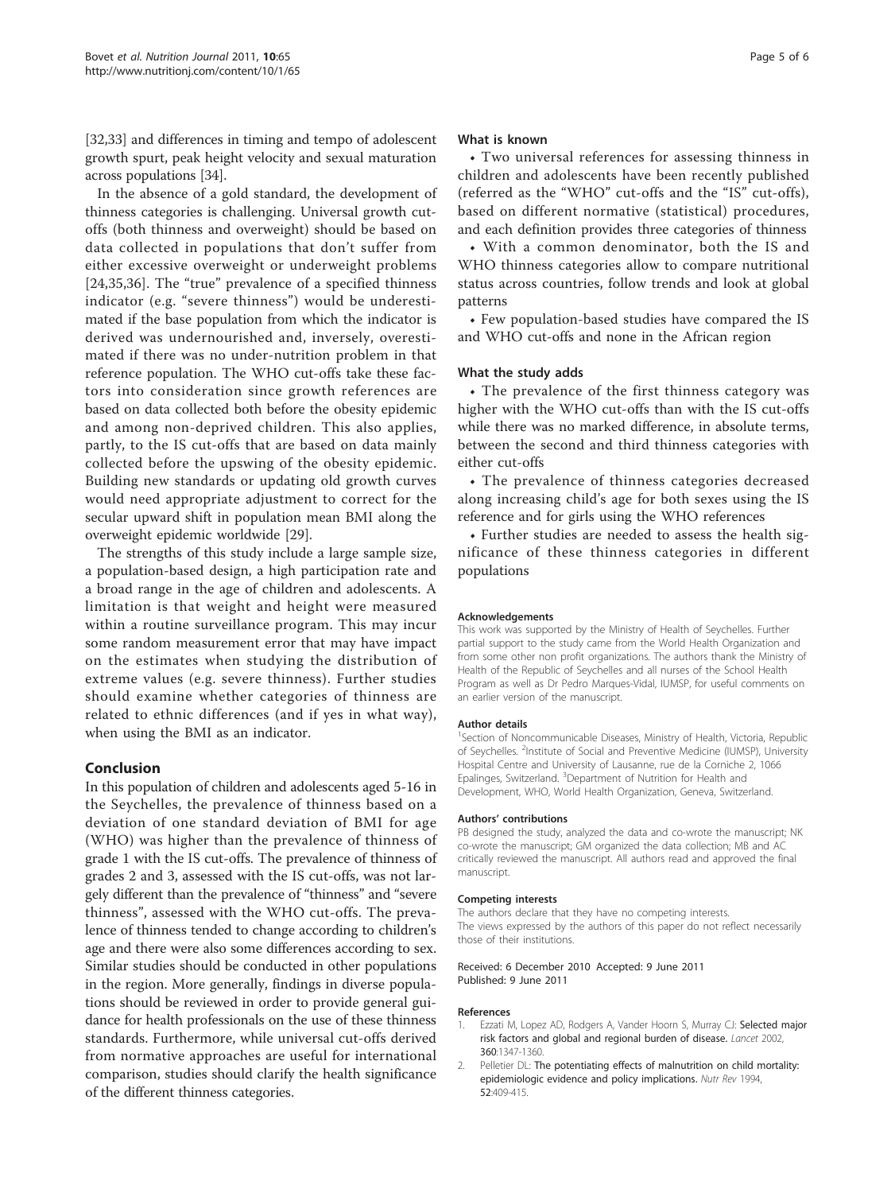[32,33] and differences in timing and tempo of adolescent growth spurt, peak height velocity and sexual maturation across populations [34].

In the absence of a gold standard, the development of thinness categories is challenging. Universal growth cut-offs (both thinness and overweight) should be based on data collected in populations that don't suffer from either excessive overweight or underweight problems [24,35,36]. The "true" prevalence of a specified thinness indicator (e.g. "severe thinness") would be underestimated if the base population from which the indicator is derived was undernourished and, inversely, overestimated if there was no under-nutrition problem in that reference population. The WHO cut-offs take these factors into consideration since growth references are based on data collected both before the obesity epidemic and among non-deprived children. This also applies, partly, to the IS cut-offs that are based on data mainly collected before the upswing of the obesity epidemic. Building new standards or updating old growth curves would need appropriate adjustment to correct for the secular upward shift in population mean BMI along the overweight epidemic worldwide [29].

The strengths of this study include a large sample size, a population-based design, a high participation rate and a broad range in the age of children and adolescents. A limitation is that weight and height were measured within a routine surveillance program. This may incur some random measurement error that may have impact on the estimates when studying the distribution of extreme values (e.g. severe thinness). Further studies should examine whether categories of thinness are related to ethnic differences (and if yes in what way), when using the BMI as an indicator.

## Conclusion

In this population of children and adolescents aged 5-16 in the Seychelles, the prevalence of thinness based on a deviation of one standard deviation of BMI for age (WHO) was higher than the prevalence of thinness of grade 1 with the IS cut-offs. The prevalence of thinness of grades 2 and 3, assessed with the IS cut-offs, was not largely different than the prevalence of "thinness" and "severe thinness", assessed with the WHO cut-offs. The prevalence of thinness tended to change according to children's age and there were also some differences according to sex. Similar studies should be conducted in other populations in the region. More generally, findings in diverse populations should be reviewed in order to provide general guidance for health professionals on the use of these thinness standards. Furthermore, while universal cut-offs derived from normative approaches are useful for international comparison, studies should clarify the health significance of the different thinness categories.

### What is known

- Two universal references for assessing thinness in children and adolescents have been recently published (referred as the "WHO" cut-offs and the "IS" cut-offs), based on different normative (statistical) procedures, and each definition provides three categories of thinness
- With a common denominator, both the IS and WHO thinness categories allow to compare nutritional status across countries, follow trends and look at global patterns
- Few population-based studies have compared the IS and WHO cut-offs and none in the African region

### What the study adds

- The prevalence of the first thinness category was higher with the WHO cut-offs than with the IS cut-offs while there was no marked difference, in absolute terms, between the second and third thinness categories with either cut-offs
- The prevalence of thinness categories decreased along increasing child's age for both sexes using the IS reference and for girls using the WHO references
- Further studies are needed to assess the health significance of these thinness categories in different populations

#### Acknowledgements

This work was supported by the Ministry of Health of Seychelles. Further partial support to the study came from the World Health Organization and from some other non profit organizations. The authors thank the Ministry of Health of the Republic of Seychelles and all nurses of the School Health Program as well as Dr Pedro Marques-Vidal, IUMSP, for useful comments on an earlier version of the manuscript.

#### Author details

[1]Section of Noncommunicable Diseases, Ministry of Health, Victoria, Republic of Seychelles. [2]Institute of Social and Preventive Medicine (IUMSP), University Hospital Centre and University of Lausanne, rue de la Corniche 2, 1066 Epalinges, Switzerland. [3]Department of Nutrition for Health and Development, WHO, World Health Organization, Geneva, Switzerland.

#### Authors' contributions

PB designed the study, analyzed the data and co-wrote the manuscript; NK co-wrote the manuscript; GM organized the data collection; MB and AC critically reviewed the manuscript. All authors read and approved the final manuscript.

#### Competing interests

The authors declare that they have no competing interests.
The views expressed by the authors of this paper do not reflect necessarily those of their institutions.

Received: 6 December 2010 Accepted: 9 June 2011
Published: 9 June 2011

#### References

1. Ezzati M, Lopez AD, Rodgers A, Vander Hoorn S, Murray CJ: Selected major risk factors and global and regional burden of disease. *Lancet* 2002, 360:1347-1360.
2. Pelletier DL: The potentiating effects of malnutrition on child mortality: epidemiologic evidence and policy implications. *Nutr Rev* 1994, 52:409-415.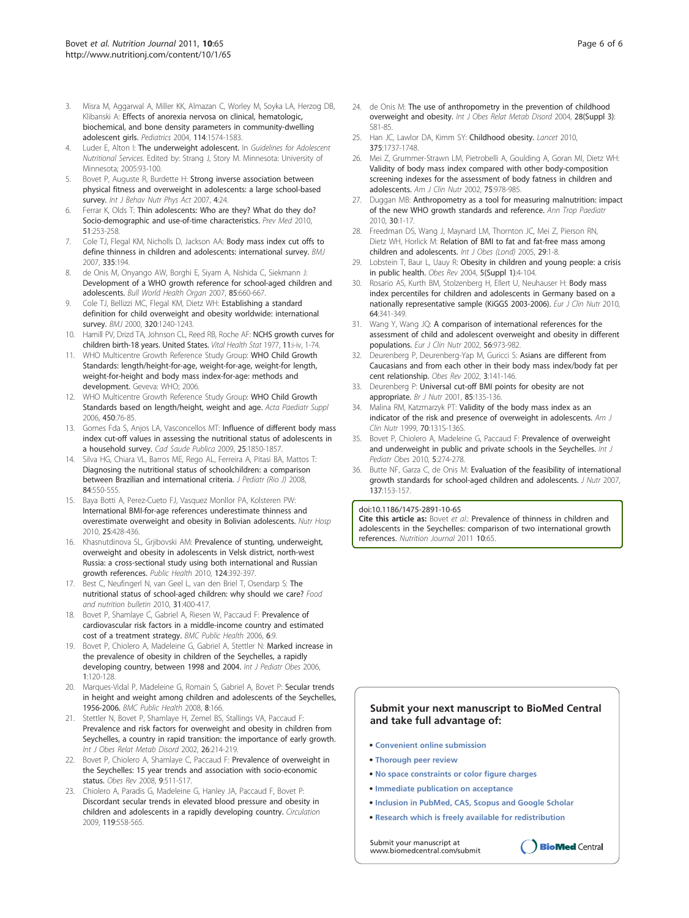3. Misra M, Aggarwal A, Miller KK, Almazan C, Worley M, Soyka LA, Herzog DB, Klibanski A: **Effects of anorexia nervosa on clinical, hematologic, biochemical, and bone density parameters in community-dwelling adolescent girls.** *Pediatrics* 2004, **114**:1574-1583.
4. Luder E, Alton I: **The underweight adolescent.** In *Guidelines for Adolescent Nutritional Services.* Edited by: Strang J, Story M. Minnesota: University of Minnesota; 2005:93-100.
5. Bovet P, Auguste R, Burdette H: **Strong inverse association between physical fitness and overweight in adolescents: a large school-based survey.** *Int J Behav Nutr Phys Act* 2007, **4**:24.
6. Ferrar K, Olds T: **Thin adolescents: Who are they? What do they do? Socio-demographic and use-of-time characteristics.** *Prev Med* 2010, **51**:253-258.
7. Cole TJ, Flegal KM, Nicholls D, Jackson AA: **Body mass index cut offs to define thinness in children and adolescents: international survey.** *BMJ* 2007, **335**:194.
8. de Onis M, Onyango AW, Borghi E, Siyam A, Nishida C, Siekmann J: **Development of a WHO growth reference for school-aged children and adolescents.** *Bull World Health Organ* 2007, **85**:660-667.
9. Cole TJ, Bellizzi MC, Flegal KM, Dietz WH: **Establishing a standard definition for child overweight and obesity worldwide: international survey.** *BMJ* 2000, **320**:1240-1243.
10. Hamill PV, Drizd TA, Johnson CL, Reed RB, Roche AF: **NCHS growth curves for children birth-18 years. United States.** *Vital Health Stat* 1977, **11**:i-iv, 1-74.
11. WHO Multicentre Growth Reference Study Group: **WHO Child Growth Standards: length/height-for-age, weight-for-age, weight-for length, weight-for-height and body mass index-for-age: methods and development.** Geveva: WHO; 2006.
12. WHO Multicentre Growth Reference Study Group: **WHO Child Growth Standards based on length/height, weight and age.** *Acta Paediatr Suppl* 2006, **450**:76-85.
13. Gomes Fda S, Anjos LA, Vasconcellos MT: **Influence of different body mass index cut-off values in assessing the nutritional status of adolescents in a household survey.** *Cad Saude Publica* 2009, **25**:1850-1857.
14. Silva HG, Chiara VL, Barros ME, Rego AL, Ferreira A, Pitasi BA, Mattos T: **Diagnosing the nutritional status of schoolchildren: a comparison between Brazilian and international criteria.** *J Pediatr (Rio J)* 2008, **84**:550-555.
15. Baya Botti A, Perez-Cueto FJ, Vasquez Monllor PA, Kolsteren PW: **International BMI-for-age references underestimate thinness and overestimate overweight and obesity in Bolivian adolescents.** *Nutr Hosp* 2010, **25**:428-436.
16. Khasnutdinova SL, Grjibovski AM: **Prevalence of stunting, underweight, overweight and obesity in adolescents in Velsk district, north-west Russia: a cross-sectional study using both international and Russian growth references.** *Public Health* 2010, **124**:392-397.
17. Best C, Neufingerl N, van Geel L, van den Briel T, Osendarp S: **The nutritional status of school-aged children: why should we care?** *Food and nutrition bulletin* 2010, **31**:400-417.
18. Bovet P, Shamlaye C, Gabriel A, Riesen W, Paccaud F: **Prevalence of cardiovascular risk factors in a middle-income country and estimated cost of a treatment strategy.** *BMC Public Health* 2006, **6**:9.
19. Bovet P, Chiolero A, Madeleine G, Gabriel A, Stettler N: **Marked increase in the prevalence of obesity in children of the Seychelles, a rapidly developing country, between 1998 and 2004.** *Int J Pediatr Obes* 2006, **1**:120-128.
20. Marques-Vidal P, Madeleine G, Romain S, Gabriel A, Bovet P: **Secular trends in height and weight among children and adolescents of the Seychelles, 1956-2006.** *BMC Public Health* 2008, **8**:166.
21. Stettler N, Bovet P, Shamlaye H, Zemel BS, Stallings VA, Paccaud F: **Prevalence and risk factors for overweight and obesity in children from Seychelles, a country in rapid transition: the importance of early growth.** *Int J Obes Relat Metab Disord* 2002, **26**:214-219.
22. Bovet P, Chiolero A, Shamlaye C, Paccaud F: **Prevalence of overweight in the Seychelles: 15 year trends and association with socio-economic status.** *Obes Rev* 2008, **9**:511-517.
23. Chiolero A, Paradis G, Madeleine G, Hanley JA, Paccaud F, Bovet P: **Discordant secular trends in elevated blood pressure and obesity in children and adolescents in a rapidly developing country.** *Circulation* 2009, **119**:558-565.
24. de Onis M: **The use of anthropometry in the prevention of childhood overweight and obesity.** *Int J Obes Relat Metab Disord* 2004, **28(Suppl 3)**: S81-85.
25. Han JC, Lawlor DA, Kimm SY: **Childhood obesity.** *Lancet* 2010, **375**:1737-1748.
26. Mei Z, Grummer-Strawn LM, Pietrobelli A, Goulding A, Goran MI, Dietz WH: **Validity of body mass index compared with other body-composition screening indexes for the assessment of body fatness in children and adolescents.** *Am J Clin Nutr* 2002, **75**:978-985.
27. Duggan MB: **Anthropometry as a tool for measuring malnutrition: impact of the new WHO growth standards and reference.** *Ann Trop Paediatr* 2010, **30**:1-17.
28. Freedman DS, Wang J, Maynard LM, Thornton JC, Mei Z, Pierson RN, Dietz WH, Horlick M: **Relation of BMI to fat and fat-free mass among children and adolescents.** *Int J Obes (Lond)* 2005, **29**:1-8.
29. Lobstein T, Baur L, Uauy R: **Obesity in children and young people: a crisis in public health.** *Obes Rev* 2004, **5(Suppl 1)**:4-104.
30. Rosario AS, Kurth BM, Stolzenberg H, Ellert U, Neuhauser H: **Body mass index percentiles for children and adolescents in Germany based on a nationally representative sample (KiGGS 2003-2006).** *Eur J Clin Nutr* 2010, **64**:341-349.
31. Wang Y, Wang JQ: **A comparison of international references for the assessment of child and adolescent overweight and obesity in different populations.** *Eur J Clin Nutr* 2002, **56**:973-982.
32. Deurenberg P, Deurenberg-Yap M, Guricci S: **Asians are different from Caucasians and from each other in their body mass index/body fat per cent relationship.** *Obes Rev* 2002, **3**:141-146.
33. Deurenberg P: **Universal cut-off BMI points for obesity are not appropriate.** *Br J Nutr* 2001, **85**:135-136.
34. Malina RM, Katzmarzyk PT: **Validity of the body mass index as an indicator of the risk and presence of overweight in adolescents.** *Am J Clin Nutr* 1999, **70**:131S-136S.
35. Bovet P, Chiolero A, Madeleine G, Paccaud F: **Prevalence of overweight and underweight in public and private schools in the Seychelles.** *Int J Pediatr Obes* 2010, **5**:274-278.
36. Butte NF, Garza C, de Onis M: **Evaluation of the feasibility of international growth standards for school-aged children and adolescents.** *J Nutr* 2007, **137**:153-157.

doi:10.1186/1475-2891-10-65

**Cite this article as:** Bovet *et al.*: Prevalence of thinness in children and adolescents in the Seychelles: comparison of two international growth references. *Nutrition Journal* 2011 **10**:65.

**Submit your next manuscript to BioMed Central and take full advantage of:**

- **Convenient online submission**
- **Thorough peer review**
- **No space constraints or color figure charges**
- **Immediate publication on acceptance**
- **Inclusion in PubMed, CAS, Scopus and Google Scholar**
- **Research which is freely available for redistribution**

Submit your manuscript at www.biomedcentral.com/submit

BioMed Central